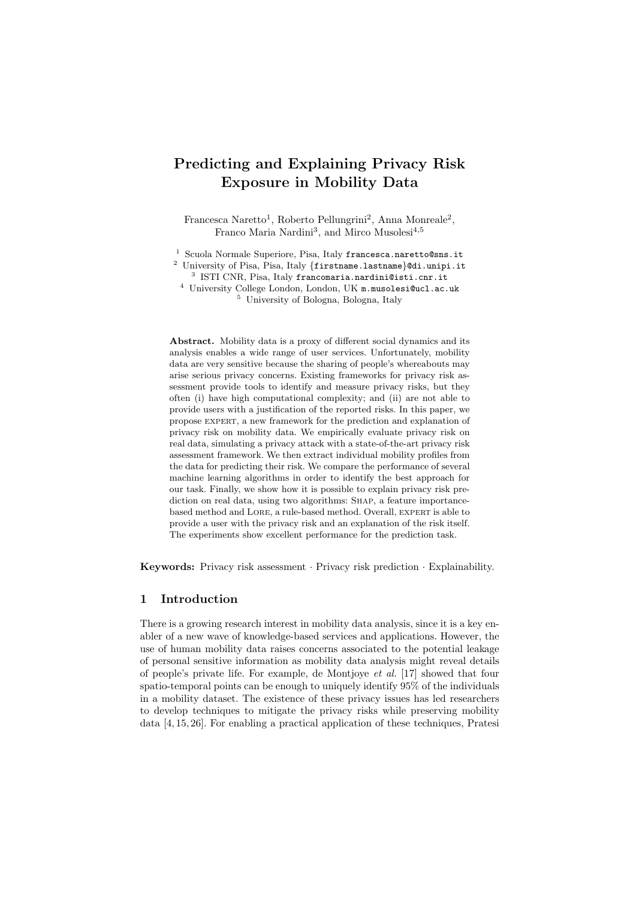# Predicting and Explaining Privacy Risk Exposure in Mobility Data

Francesca Naretto[1], Roberto Pellungrini[2], Anna Monreale[2], Franco Maria Nardini[3], and Mirco Musolesi[4,5]

[1] Scuola Normale Superiore, Pisa, Italy francesca.naretto@sns.it
[2] University of Pisa, Pisa, Italy {firstname.lastname}@di.unipi.it
[3] ISTI CNR, Pisa, Italy francomaria.nardini@isti.cnr.it
[4] University College London, London, UK m.musolesi@ucl.ac.uk
[5] University of Bologna, Bologna, Italy

**Abstract.** Mobility data is a proxy of different social dynamics and its analysis enables a wide range of user services. Unfortunately, mobility data are very sensitive because the sharing of people's whereabouts may arise serious privacy concerns. Existing frameworks for privacy risk assessment provide tools to identify and measure privacy risks, but they often (i) have high computational complexity; and (ii) are not able to provide users with a justification of the reported risks. In this paper, we propose EXPERT, a new framework for the prediction and explanation of privacy risk on mobility data. We empirically evaluate privacy risk on real data, simulating a privacy attack with a state-of-the-art privacy risk assessment framework. We then extract individual mobility profiles from the data for predicting their risk. We compare the performance of several machine learning algorithms in order to identify the best approach for our task. Finally, we show how it is possible to explain privacy risk prediction on real data, using two algorithms: SHAP, a feature importance-based method and LORE, a rule-based method. Overall, EXPERT is able to provide a user with the privacy risk and an explanation of the risk itself. The experiments show excellent performance for the prediction task.

**Keywords:** Privacy risk assessment · Privacy risk prediction · Explainability.

## 1 Introduction

There is a growing research interest in mobility data analysis, since it is a key enabler of a new wave of knowledge-based services and applications. However, the use of human mobility data raises concerns associated to the potential leakage of personal sensitive information as mobility data analysis might reveal details of people's private life. For example, de Montjoye *et al.* [17] showed that four spatio-temporal points can be enough to uniquely identify 95% of the individuals in a mobility dataset. The existence of these privacy issues has led researchers to develop techniques to mitigate the privacy risks while preserving mobility data [4, 15, 26]. For enabling a practical application of these techniques, Pratesi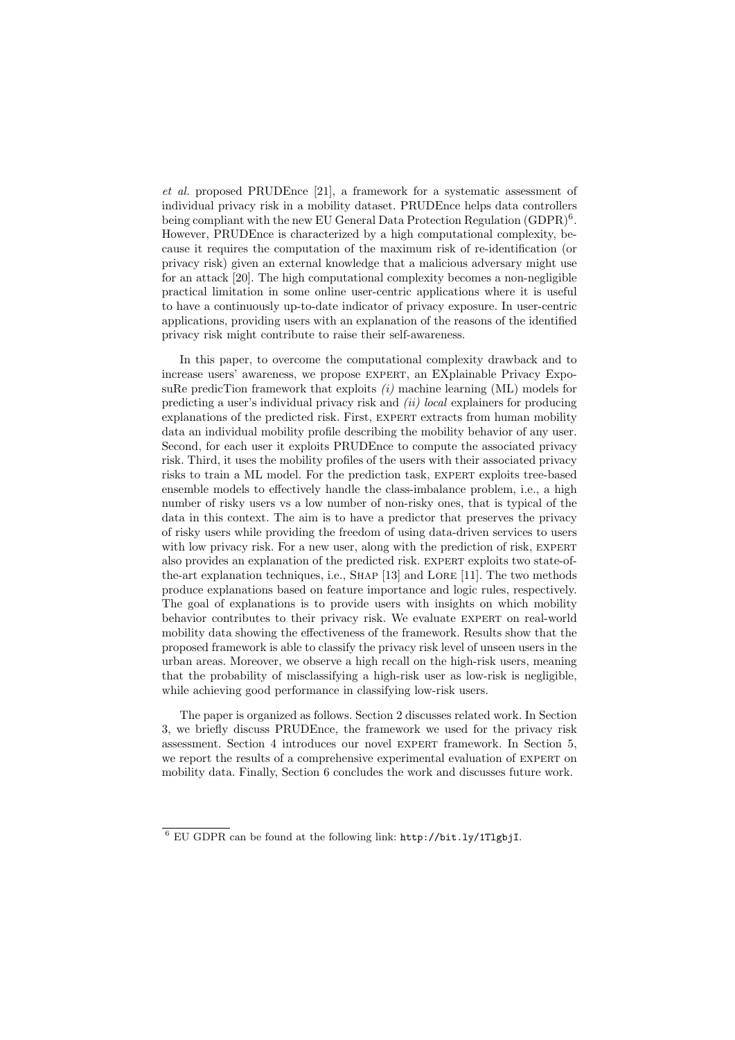*et al.* proposed PRUDEnce [21], a framework for a systematic assessment of individual privacy risk in a mobility dataset. PRUDEnce helps data controllers being compliant with the new EU General Data Protection Regulation (GDPR)[6]. However, PRUDEnce is characterized by a high computational complexity, because it requires the computation of the maximum risk of re-identification (or privacy risk) given an external knowledge that a malicious adversary might use for an attack [20]. The high computational complexity becomes a non-negligible practical limitation in some online user-centric applications where it is useful to have a continuously up-to-date indicator of privacy exposure. In user-centric applications, providing users with an explanation of the reasons of the identified privacy risk might contribute to raise their self-awareness.

In this paper, to overcome the computational complexity drawback and to increase users' awareness, we propose EXPERT, an EXplainable Privacy ExposuRe predicTion framework that exploits *(i)* machine learning (ML) models for predicting a user's individual privacy risk and *(ii) local* explainers for producing explanations of the predicted risk. First, EXPERT extracts from human mobility data an individual mobility profile describing the mobility behavior of any user. Second, for each user it exploits PRUDEnce to compute the associated privacy risk. Third, it uses the mobility profiles of the users with their associated privacy risks to train a ML model. For the prediction task, EXPERT exploits tree-based ensemble models to effectively handle the class-imbalance problem, i.e., a high number of risky users vs a low number of non-risky ones, that is typical of the data in this context. The aim is to have a predictor that preserves the privacy of risky users while providing the freedom of using data-driven services to users with low privacy risk. For a new user, along with the prediction of risk, EXPERT also provides an explanation of the predicted risk. EXPERT exploits two state-of-the-art explanation techniques, i.e., SHAP [13] and LORE [11]. The two methods produce explanations based on feature importance and logic rules, respectively. The goal of explanations is to provide users with insights on which mobility behavior contributes to their privacy risk. We evaluate EXPERT on real-world mobility data showing the effectiveness of the framework. Results show that the proposed framework is able to classify the privacy risk level of unseen users in the urban areas. Moreover, we observe a high recall on the high-risk users, meaning that the probability of misclassifying a high-risk user as low-risk is negligible, while achieving good performance in classifying low-risk users.

The paper is organized as follows. Section 2 discusses related work. In Section 3, we briefly discuss PRUDEnce, the framework we used for the privacy risk assessment. Section 4 introduces our novel EXPERT framework. In Section 5, we report the results of a comprehensive experimental evaluation of EXPERT on mobility data. Finally, Section 6 concludes the work and discusses future work.

[6] EU GDPR can be found at the following link: `http://bit.ly/1TlgbjI`.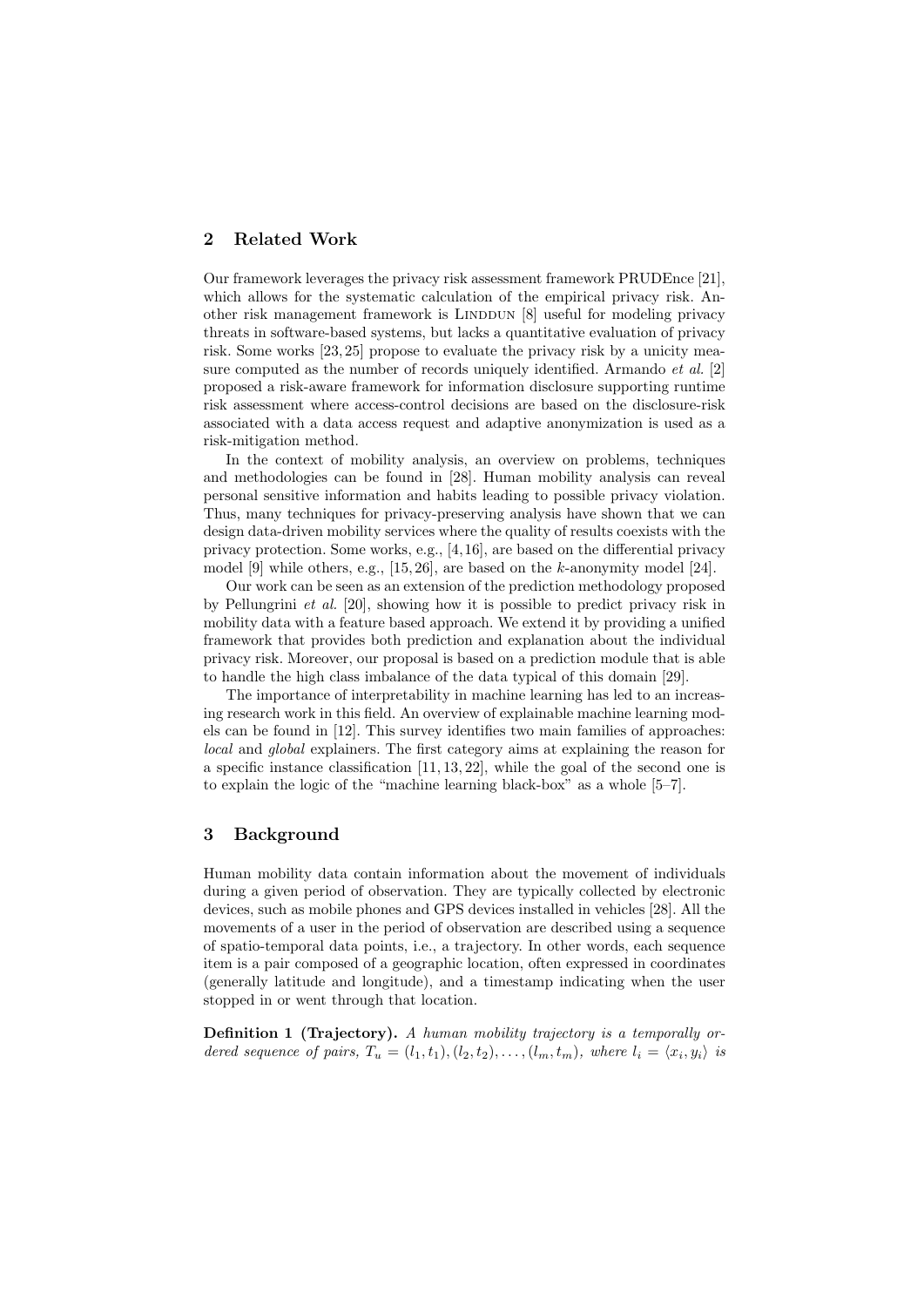## 2 Related Work

Our framework leverages the privacy risk assessment framework PRUDEnce [21], which allows for the systematic calculation of the empirical privacy risk. Another risk management framework is LINDDUN [8] useful for modeling privacy threats in software-based systems, but lacks a quantitative evaluation of privacy risk. Some works [23, 25] propose to evaluate the privacy risk by a unicity measure computed as the number of records uniquely identified. Armando *et al.* [2] proposed a risk-aware framework for information disclosure supporting runtime risk assessment where access-control decisions are based on the disclosure-risk associated with a data access request and adaptive anonymization is used as a risk-mitigation method.

In the context of mobility analysis, an overview on problems, techniques and methodologies can be found in [28]. Human mobility analysis can reveal personal sensitive information and habits leading to possible privacy violation. Thus, many techniques for privacy-preserving analysis have shown that we can design data-driven mobility services where the quality of results coexists with the privacy protection. Some works, e.g., [4, 16], are based on the differential privacy model [9] while others, e.g., [15, 26], are based on the $k$-anonymity model [24].

Our work can be seen as an extension of the prediction methodology proposed by Pellungrini *et al.* [20], showing how it is possible to predict privacy risk in mobility data with a feature based approach. We extend it by providing a unified framework that provides both prediction and explanation about the individual privacy risk. Moreover, our proposal is based on a prediction module that is able to handle the high class imbalance of the data typical of this domain [29].

The importance of interpretability in machine learning has led to an increasing research work in this field. An overview of explainable machine learning models can be found in [12]. This survey identifies two main families of approaches: *local* and *global* explainers. The first category aims at explaining the reason for a specific instance classification [11, 13, 22], while the goal of the second one is to explain the logic of the "machine learning black-box" as a whole [5–7].

## 3 Background

Human mobility data contain information about the movement of individuals during a given period of observation. They are typically collected by electronic devices, such as mobile phones and GPS devices installed in vehicles [28]. All the movements of a user in the period of observation are described using a sequence of spatio-temporal data points, i.e., a trajectory. In other words, each sequence item is a pair composed of a geographic location, often expressed in coordinates (generally latitude and longitude), and a timestamp indicating when the user stopped in or went through that location.

**Definition 1 (Trajectory).** *A human mobility trajectory is a temporally ordered sequence of pairs,* $T_u = (l_1, t_1), (l_2, t_2), \ldots, (l_m, t_m)$*, where* $l_i = \langle x_i, y_i \rangle$ *is*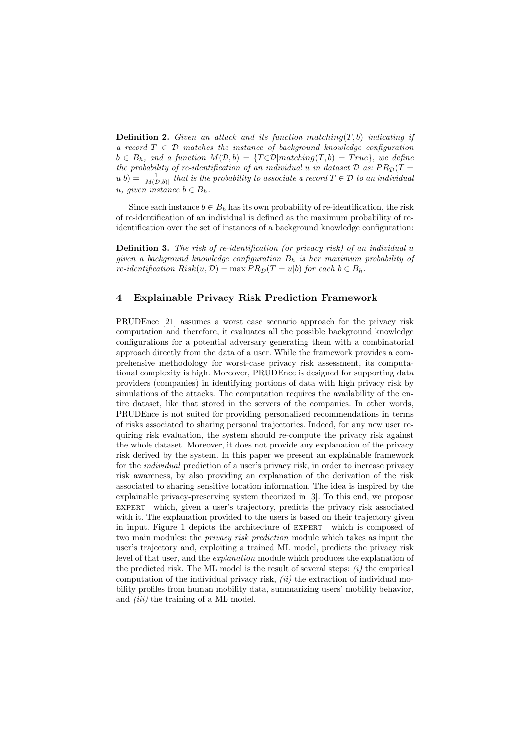**Definition 2.** *Given an attack and its function $matching(T, b)$ indicating if a record $T \in \mathcal{D}$ matches the instance of background knowledge configuration $b \in B_h$, and a function $M(\mathcal{D}, b) = \{T \in \mathcal{D} | matching(T, b) = True\}$, we define the probability of re-identification of an individual $u$ in dataset $\mathcal{D}$ as: $PR_{\mathcal{D}}(T = u|b) = \frac{1}{|M(\mathcal{D},b)|}$ that is the probability to associate a record $T \in \mathcal{D}$ to an individual $u$, given instance $b \in B_h$.*

Since each instance $b \in B_h$ has its own probability of re-identification, the risk of re-identification of an individual is defined as the maximum probability of re-identification over the set of instances of a background knowledge configuration:

**Definition 3.** *The risk of re-identification (or privacy risk) of an individual $u$ given a background knowledge configuration $B_h$ is her maximum probability of re-identification $Risk(u, \mathcal{D}) = \max PR_{\mathcal{D}}(T = u|b)$ for each $b \in B_h$.*

## 4 Explainable Privacy Risk Prediction Framework

PRUDEnce [21] assumes a worst case scenario approach for the privacy risk computation and therefore, it evaluates all the possible background knowledge configurations for a potential adversary generating them with a combinatorial approach directly from the data of a user. While the framework provides a comprehensive methodology for worst-case privacy risk assessment, its computational complexity is high. Moreover, PRUDEnce is designed for supporting data providers (companies) in identifying portions of data with high privacy risk by simulations of the attacks. The computation requires the availability of the entire dataset, like that stored in the servers of the companies. In other words, PRUDEnce is not suited for providing personalized recommendations in terms of risks associated to sharing personal trajectories. Indeed, for any new user requiring risk evaluation, the system should re-compute the privacy risk against the whole dataset. Moreover, it does not provide any explanation of the privacy risk derived by the system. In this paper we present an explainable framework for the *individual* prediction of a user's privacy risk, in order to increase privacy risk awareness, by also providing an explanation of the derivation of the risk associated to sharing sensitive location information. The idea is inspired by the explainable privacy-preserving system theorized in [3]. To this end, we propose EXPERT which, given a user's trajectory, predicts the privacy risk associated with it. The explanation provided to the users is based on their trajectory given in input. Figure 1 depicts the architecture of EXPERT which is composed of two main modules: the *privacy risk prediction* module which takes as input the user's trajectory and, exploiting a trained ML model, predicts the privacy risk level of that user, and the *explanation* module which produces the explanation of the predicted risk. The ML model is the result of several steps: *(i)* the empirical computation of the individual privacy risk, *(ii)* the extraction of individual mobility profiles from human mobility data, summarizing users' mobility behavior, and *(iii)* the training of a ML model.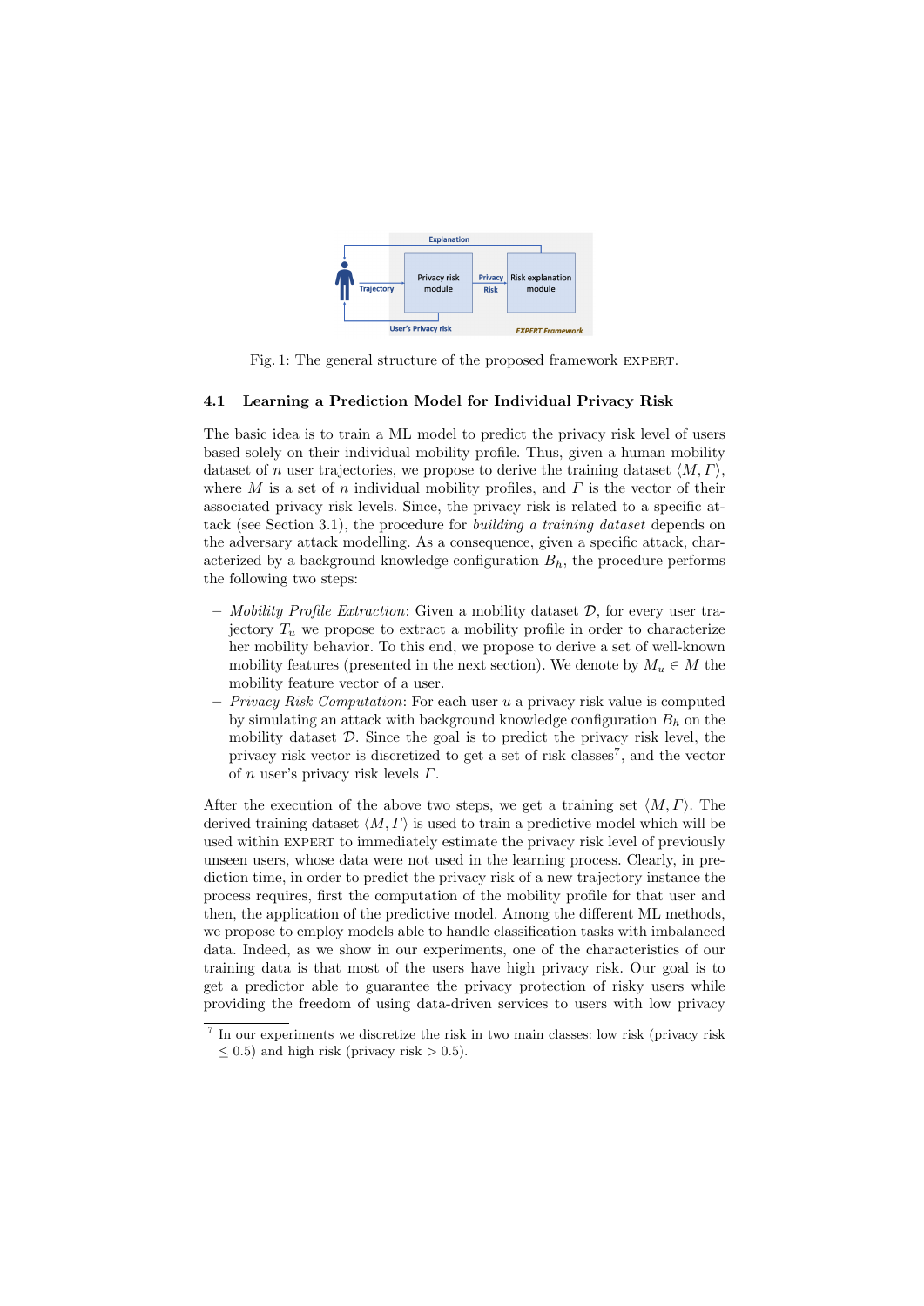Fig. 1: The general structure of the proposed framework EXPERT.

### 4.1 Learning a Prediction Model for Individual Privacy Risk

The basic idea is to train a ML model to predict the privacy risk level of users based solely on their individual mobility profile. Thus, given a human mobility dataset of $n$ user trajectories, we propose to derive the training dataset $\langle M, \Gamma \rangle$, where $M$ is a set of $n$ individual mobility profiles, and $\Gamma$ is the vector of their associated privacy risk levels. Since, the privacy risk is related to a specific attack (see Section 3.1), the procedure for *building a training dataset* depends on the adversary attack modelling. As a consequence, given a specific attack, characterized by a background knowledge configuration $B_h$, the procedure performs the following two steps:

- *Mobility Profile Extraction*: Given a mobility dataset $\mathcal{D}$, for every user trajectory $T_u$ we propose to extract a mobility profile in order to characterize her mobility behavior. To this end, we propose to derive a set of well-known mobility features (presented in the next section). We denote by $M_u \in M$ the mobility feature vector of a user.
- *Privacy Risk Computation*: For each user $u$ a privacy risk value is computed by simulating an attack with background knowledge configuration $B_h$ on the mobility dataset $\mathcal{D}$. Since the goal is to predict the privacy risk level, the privacy risk vector is discretized to get a set of risk classes[7], and the vector of $n$ user's privacy risk levels $\Gamma$.

After the execution of the above two steps, we get a training set $\langle M, \Gamma \rangle$. The derived training dataset $\langle M, \Gamma \rangle$ is used to train a predictive model which will be used within EXPERT to immediately estimate the privacy risk level of previously unseen users, whose data were not used in the learning process. Clearly, in prediction time, in order to predict the privacy risk of a new trajectory instance the process requires, first the computation of the mobility profile for that user and then, the application of the predictive model. Among the different ML methods, we propose to employ models able to handle classification tasks with imbalanced data. Indeed, as we show in our experiments, one of the characteristics of our training data is that most of the users have high privacy risk. Our goal is to get a predictor able to guarantee the privacy protection of risky users while providing the freedom of using data-driven services to users with low privacy

[7] In our experiments we discretize the risk in two main classes: low risk (privacy risk $\leq 0.5$) and high risk (privacy risk $> 0.5$).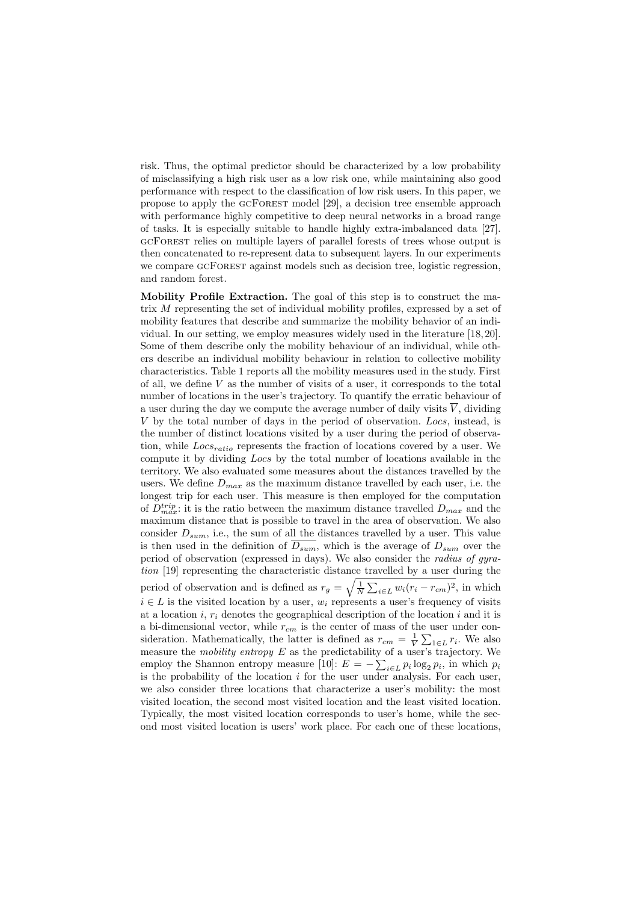risk. Thus, the optimal predictor should be characterized by a low probability of misclassifying a high risk user as a low risk one, while maintaining also good performance with respect to the classification of low risk users. In this paper, we propose to apply the GCFOREST model [29], a decision tree ensemble approach with performance highly competitive to deep neural networks in a broad range of tasks. It is especially suitable to handle highly extra-imbalanced data [27]. GCFOREST relies on multiple layers of parallel forests of trees whose output is then concatenated to re-represent data to subsequent layers. In our experiments we compare GCFOREST against models such as decision tree, logistic regression, and random forest.

**Mobility Profile Extraction.** The goal of this step is to construct the matrix $M$ representing the set of individual mobility profiles, expressed by a set of mobility features that describe and summarize the mobility behavior of an individual. In our setting, we employ measures widely used in the literature [18, 20]. Some of them describe only the mobility behaviour of an individual, while others describe an individual mobility behaviour in relation to collective mobility characteristics. Table 1 reports all the mobility measures used in the study. First of all, we define $V$ as the number of visits of a user, it corresponds to the total number of locations in the user's trajectory. To quantify the erratic behaviour of a user during the day we compute the average number of daily visits $\overline{V}$, dividing $V$ by the total number of days in the period of observation. *Locs*, instead, is the number of distinct locations visited by a user during the period of observation, while $Locs_{ratio}$ represents the fraction of locations covered by a user. We compute it by dividing *Locs* by the total number of locations available in the territory. We also evaluated some measures about the distances travelled by the users. We define $D_{max}$ as the maximum distance travelled by each user, i.e. the longest trip for each user. This measure is then employed for the computation of $D_{max}^{trip}$: it is the ratio between the maximum distance travelled $D_{max}$ and the maximum distance that is possible to travel in the area of observation. We also consider $D_{sum}$, i.e., the sum of all the distances travelled by a user. This value is then used in the definition of $\overline{D_{sum}}$, which is the average of $D_{sum}$ over the period of observation (expressed in days). We also consider the *radius of gyration* [19] representing the characteristic distance travelled by a user during the period of observation and is defined as $r_g = \sqrt{\frac{1}{N}\sum_{i \in L} w_i (r_i - r_{cm})^2}$, in which $i \in L$ is the visited location by a user, $w_i$ represents a user's frequency of visits at a location $i$, $r_i$ denotes the geographical description of the location $i$ and it is a bi-dimensional vector, while $r_{cm}$ is the center of mass of the user under consideration. Mathematically, the latter is defined as $r_{cm} = \frac{1}{V}\sum_{1 \in L} r_i$. We also measure the *mobility entropy* $E$ as the predictability of a user's trajectory. We employ the Shannon entropy measure [10]: $E = -\sum_{i \in L} p_i \log_2 p_i$, in which $p_i$ is the probability of the location $i$ for the user under analysis. For each user, we also consider three locations that characterize a user's mobility: the most visited location, the second most visited location and the least visited location. Typically, the most visited location corresponds to user's home, while the second most visited location is users' work place. For each one of these locations,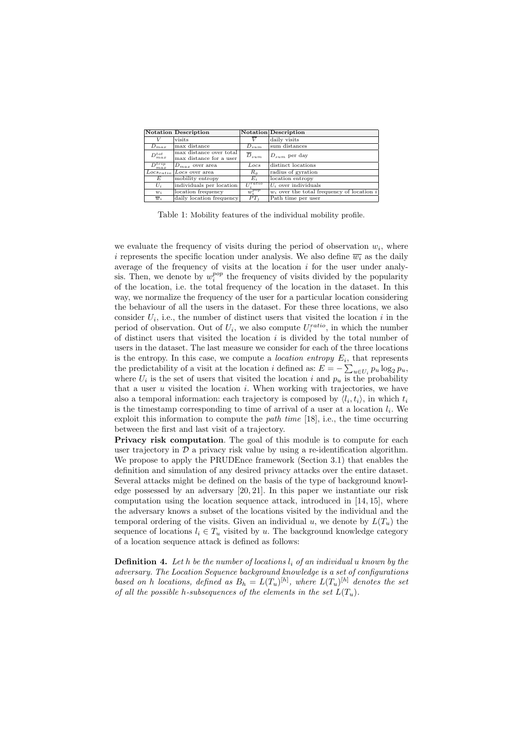| Notation | Description | Notation | Description |
|---|---|---|---|
| $V$ | visits | $\overline{V}$ | daily visits |
| $D_{max}$ | max distance | $D_{sum}$ | sum distances |
| $D^{tot}_{max}$ | max distance over total max distance for a user | $\overline{D}_{sum}$ | $D_{sum}$ per day |
| $D^{trip}_{max}$ | $D_{max}$ over area | $Locs$ | distinct locations |
| $Locs_{ratio}$ | $Locs$ over area | $R_g$ | radius of gyration |
| $E$ | mobility entropy | $E_i$ | location entropy |
| $U_i$ | individuals per location | $U^{ratio}_i$ | $U_i$ over individuals |
| $w_i$ | location frequency | $w^{pop}_i$ | $w_i$ over the total frequency of location $i$ |
| $\overline{w}_i$ | daily location frequency | $PT_j$ | Path time per user |

Table 1: Mobility features of the individual mobility profile.

we evaluate the frequency of visits during the period of observation $w_i$, where $i$ represents the specific location under analysis. We also define $\overline{w_i}$ as the daily average of the frequency of visits at the location $i$ for the user under analysis. Then, we denote by $w^{pop}_i$ the frequency of visits divided by the popularity of the location, i.e. the total frequency of the location in the dataset. In this way, we normalize the frequency of the user for a particular location considering the behaviour of all the users in the dataset. For these three locations, we also consider $U_i$, i.e., the number of distinct users that visited the location $i$ in the period of observation. Out of $U_i$, we also compute $U^{ratio}_i$, in which the number of distinct users that visited the location $i$ is divided by the total number of users in the dataset. The last measure we consider for each of the three locations is the entropy. In this case, we compute a *location entropy* $E_i$, that represents the predictability of a visit at the location $i$ defined as: $E = -\sum_{u \in U_i} p_u \log_2 p_u$, where $U_i$ is the set of users that visited the location $i$ and $p_u$ is the probability that a user $u$ visited the location $i$. When working with trajectories, we have also a temporal information: each trajectory is composed by $\langle l_i, t_i \rangle$, in which $t_i$ is the timestamp corresponding to time of arrival of a user at a location $l_i$. We exploit this information to compute the *path time* [18], i.e., the time occurring between the first and last visit of a trajectory.

**Privacy risk computation**. The goal of this module is to compute for each user trajectory in $\mathcal{D}$ a privacy risk value by using a re-identification algorithm. We propose to apply the PRUDEnce framework (Section 3.1) that enables the definition and simulation of any desired privacy attacks over the entire dataset. Several attacks might be defined on the basis of the type of background knowledge possessed by an adversary [20, 21]. In this paper we instantiate our risk computation using the location sequence attack, introduced in [14, 15], where the adversary knows a subset of the locations visited by the individual and the temporal ordering of the visits. Given an individual $u$, we denote by $L(T_u)$ the sequence of locations $l_i \in T_u$ visited by $u$. The background knowledge category of a location sequence attack is defined as follows:

**Definition 4.** *Let $h$ be the number of locations $l_i$ of an individual $u$ known by the adversary. The Location Sequence background knowledge is a set of configurations based on $h$ locations, defined as $B_h = L(T_u)^{[h]}$, where $L(T_u)^{[h]}$ denotes the set of all the possible $h$-subsequences of the elements in the set $L(T_u)$.*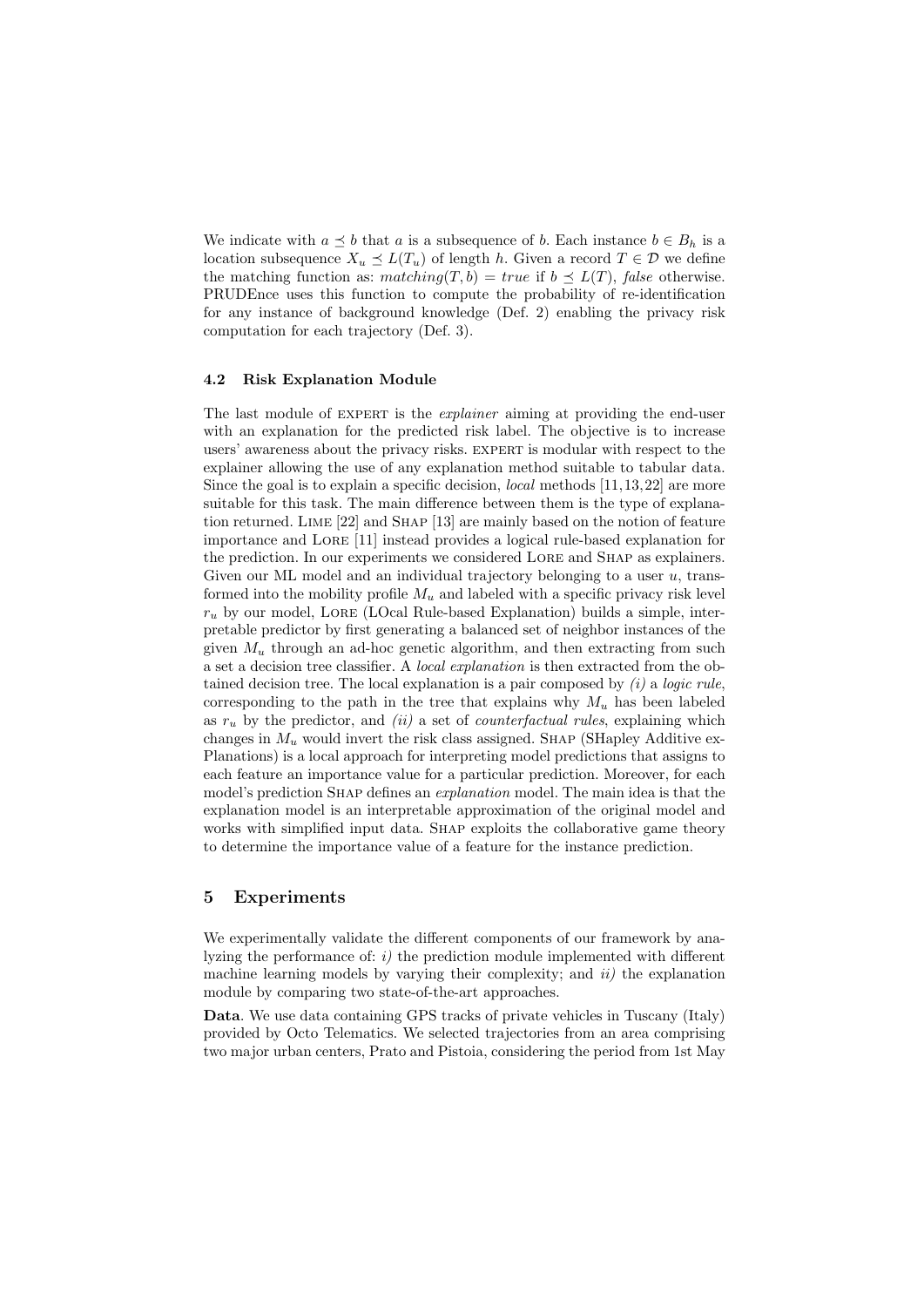We indicate with $a \preceq b$ that $a$ is a subsequence of $b$. Each instance $b \in B_h$ is a location subsequence $X_u \preceq L(T_u)$ of length $h$. Given a record $T \in \mathcal{D}$ we define the matching function as: $matching(T, b) = true$ if $b \preceq L(T)$, *false* otherwise. PRUDEnce uses this function to compute the probability of re-identification for any instance of background knowledge (Def. 2) enabling the privacy risk computation for each trajectory (Def. 3).

### 4.2 Risk Explanation Module

The last module of EXPERT is the *explainer* aiming at providing the end-user with an explanation for the predicted risk label. The objective is to increase users' awareness about the privacy risks. EXPERT is modular with respect to the explainer allowing the use of any explanation method suitable to tabular data. Since the goal is to explain a specific decision, *local* methods [11,13,22] are more suitable for this task. The main difference between them is the type of explanation returned. LIME [22] and SHAP [13] are mainly based on the notion of feature importance and LORE [11] instead provides a logical rule-based explanation for the prediction. In our experiments we considered LORE and SHAP as explainers. Given our ML model and an individual trajectory belonging to a user $u$, transformed into the mobility profile $M_u$ and labeled with a specific privacy risk level $r_u$ by our model, LORE (LOcal Rule-based Explanation) builds a simple, interpretable predictor by first generating a balanced set of neighbor instances of the given $M_u$ through an ad-hoc genetic algorithm, and then extracting from such a set a decision tree classifier. A *local explanation* is then extracted from the obtained decision tree. The local explanation is a pair composed by *(i)* a *logic rule*, corresponding to the path in the tree that explains why $M_u$ has been labeled as $r_u$ by the predictor, and *(ii)* a set of *counterfactual rules*, explaining which changes in $M_u$ would invert the risk class assigned. SHAP (SHapley Additive exPlanations) is a local approach for interpreting model predictions that assigns to each feature an importance value for a particular prediction. Moreover, for each model's prediction SHAP defines an *explanation* model. The main idea is that the explanation model is an interpretable approximation of the original model and works with simplified input data. SHAP exploits the collaborative game theory to determine the importance value of a feature for the instance prediction.

## 5 Experiments

We experimentally validate the different components of our framework by analyzing the performance of: *i)* the prediction module implemented with different machine learning models by varying their complexity; and *ii)* the explanation module by comparing two state-of-the-art approaches.

**Data**. We use data containing GPS tracks of private vehicles in Tuscany (Italy) provided by Octo Telematics. We selected trajectories from an area comprising two major urban centers, Prato and Pistoia, considering the period from 1st May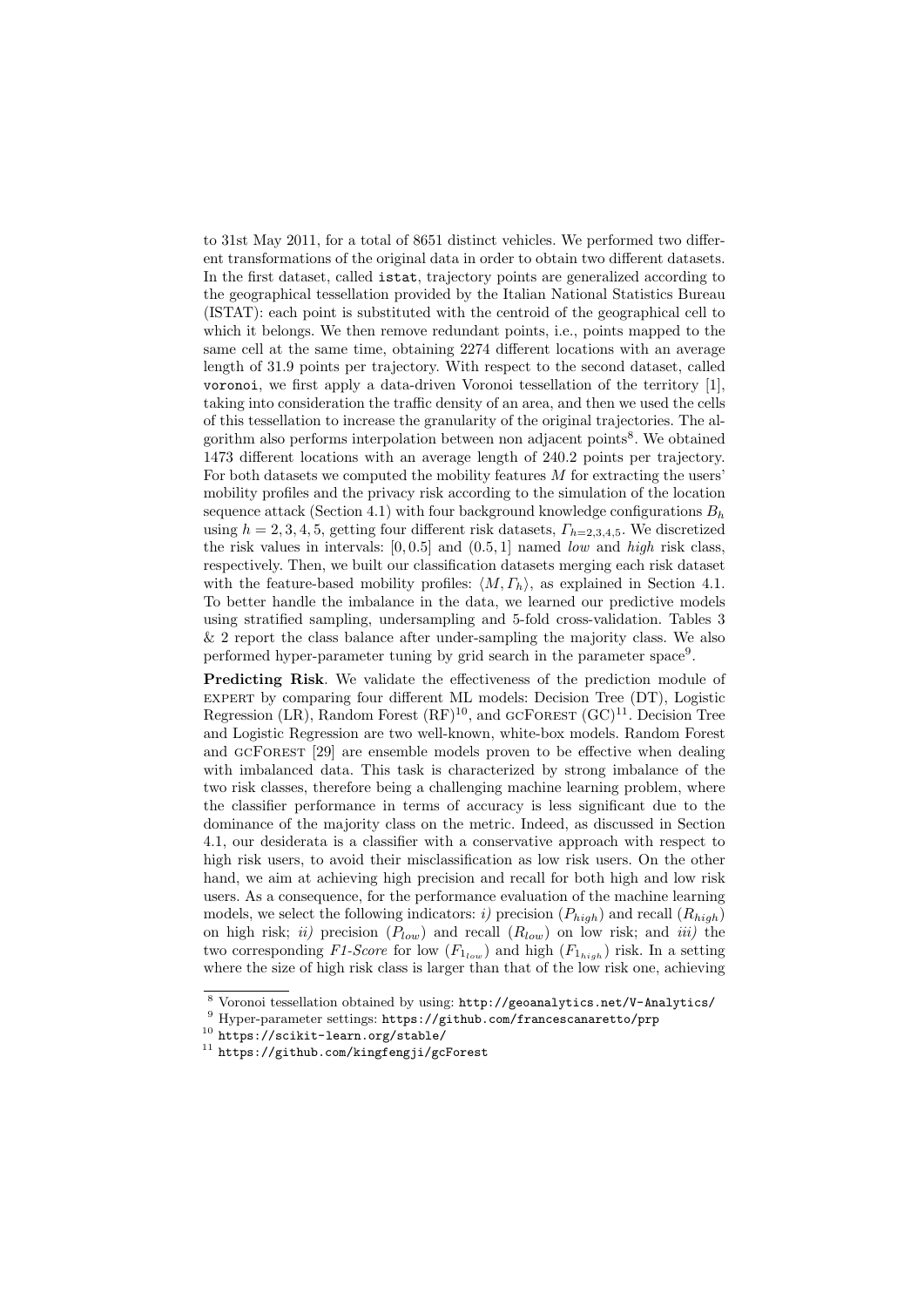to 31st May 2011, for a total of 8651 distinct vehicles. We performed two different transformations of the original data in order to obtain two different datasets. In the first dataset, called `istat`, trajectory points are generalized according to the geographical tessellation provided by the Italian National Statistics Bureau (ISTAT): each point is substituted with the centroid of the geographical cell to which it belongs. We then remove redundant points, i.e., points mapped to the same cell at the same time, obtaining 2274 different locations with an average length of 31.9 points per trajectory. With respect to the second dataset, called `voronoi`, we first apply a data-driven Voronoi tessellation of the territory [1], taking into consideration the traffic density of an area, and then we used the cells of this tessellation to increase the granularity of the original trajectories. The algorithm also performs interpolation between non adjacent points[8]. We obtained 1473 different locations with an average length of 240.2 points per trajectory. For both datasets we computed the mobility features $M$ for extracting the users' mobility profiles and the privacy risk according to the simulation of the location sequence attack (Section 4.1) with four background knowledge configurations $B_h$ using $h = 2, 3, 4, 5$, getting four different risk datasets, $\Gamma_{h=2,3,4,5}$. We discretized the risk values in intervals: $[0, 0.5]$ and $(0.5, 1]$ named *low* and *high* risk class, respectively. Then, we built our classification datasets merging each risk dataset with the feature-based mobility profiles: $\langle M, \Gamma_h \rangle$, as explained in Section 4.1. To better handle the imbalance in the data, we learned our predictive models using stratified sampling, undersampling and 5-fold cross-validation. Tables 3 & 2 report the class balance after under-sampling the majority class. We also performed hyper-parameter tuning by grid search in the parameter space[9].

**Predicting Risk**. We validate the effectiveness of the prediction module of EXPERT by comparing four different ML models: Decision Tree (DT), Logistic Regression (LR), Random Forest (RF)[10], and GCFOREST (GC)[11]. Decision Tree and Logistic Regression are two well-known, white-box models. Random Forest and GCFOREST [29] are ensemble models proven to be effective when dealing with imbalanced data. This task is characterized by strong imbalance of the two risk classes, therefore being a challenging machine learning problem, where the classifier performance in terms of accuracy is less significant due to the dominance of the majority class on the metric. Indeed, as discussed in Section 4.1, our desiderata is a classifier with a conservative approach with respect to high risk users, to avoid their misclassification as low risk users. On the other hand, we aim at achieving high precision and recall for both high and low risk users. As a consequence, for the performance evaluation of the machine learning models, we select the following indicators: *i)* precision ($P_{high}$) and recall ($R_{high}$) on high risk; *ii)* precision ($P_{low}$) and recall ($R_{low}$) on low risk; and *iii)* the two corresponding *F1-Score* for low ($F1_{low}$) and high ($F1_{high}$) risk. In a setting where the size of high risk class is larger than that of the low risk one, achieving

---

[8] Voronoi tessellation obtained by using: `http://geoanalytics.net/V-Analytics/`

[9] Hyper-parameter settings: `https://github.com/francescanaretto/prp`

[10] `https://scikit-learn.org/stable/`

[11] `https://github.com/kingfengji/gcForest`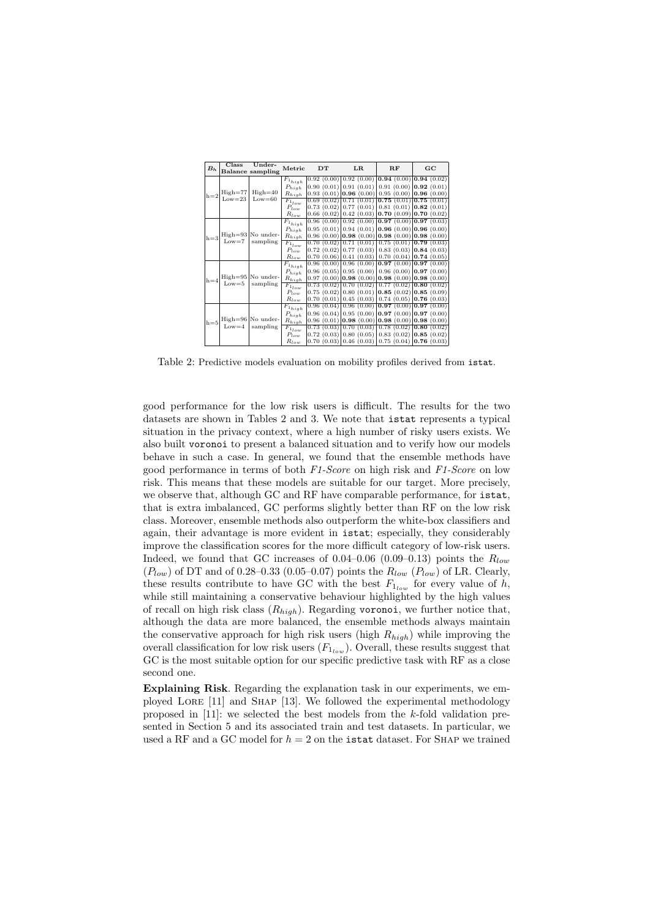| $B_h$ | Class Balance | Under-sampling | Metric | DT | LR | RF | GC |
|---|---|---|---|---|---|---|---|
| h=2 | High=77 Low=23 | High=40 Low=60 | $F_{1_{high}}$ | 0.92 (0.00) | 0.92 (0.00) | **0.94** (0.00) | **0.94** (0.02) |
| | | | $P_{high}$ | 0.90 (0.01) | 0.91 (0.01) | 0.91 (0.00) | **0.92** (0.01) |
| | | | $R_{high}$ | 0.93 (0.01) | **0.96** (0.00) | 0.95 (0.00) | **0.96** (0.00) |
| | | | $F_{1_{low}}$ | 0.69 (0.02) | 0.71 (0.01) | **0.75** (0.01) | **0.75** (0.01) |
| | | | $P_{low}$ | 0.73 (0.02) | 0.77 (0.01) | 0.81 (0.01) | **0.82** (0.01) |
| | | | $R_{low}$ | 0.66 (0.02) | 0.42 (0.03) | **0.70** (0.09) | **0.70** (0.02) |
| h=3 | High=93 Low=7 | No under-sampling | $F_{1_{high}}$ | 0.96 (0.00) | 0.92 (0.00) | **0.97** (0.00) | **0.97** (0.03) |
| | | | $P_{high}$ | 0.95 (0.01) | 0.94 (0.01) | **0.96** (0.00) | **0.96** (0.00) |
| | | | $R_{high}$ | 0.96 (0.00) | **0.98** (0.00) | **0.98** (0.00) | **0.98** (0.00) |
| | | | $F_{1_{low}}$ | 0.70 (0.02) | 0.71 (0.01) | 0.75 (0.01) | **0.79** (0.03) |
| | | | $P_{low}$ | 0.72 (0.02) | 0.77 (0.03) | 0.83 (0.03) | **0.84** (0.03) |
| | | | $R_{low}$ | 0.70 (0.06) | 0.41 (0.03) | 0.70 (0.04) | **0.74** (0.05) |
| h=4 | High=95 Low=5 | No under-sampling | $F_{1_{high}}$ | 0.96 (0.00) | 0.96 (0.00) | **0.97** (0.00) | **0.97** (0.00) |
| | | | $P_{high}$ | 0.96 (0.05) | 0.95 (0.00) | 0.96 (0.00) | **0.97** (0.00) |
| | | | $R_{high}$ | 0.97 (0.00) | **0.98** (0.00) | **0.98** (0.00) | **0.98** (0.00) |
| | | | $F_{1_{low}}$ | 0.73 (0.02) | 0.70 (0.02) | 0.77 (0.02) | **0.80** (0.02) |
| | | | $P_{low}$ | 0.75 (0.02) | 0.80 (0.01) | **0.85** (0.02) | **0.85** (0.09) |
| | | | $R_{low}$ | 0.70 (0.01) | 0.45 (0.03) | 0.74 (0.05) | **0.76** (0.03) |
| h=5 | High=96 Low=4 | No under-sampling | $F_{1_{high}}$ | 0.96 (0.04) | 0.96 (0.00) | **0.97** (0.00) | **0.97** (0.00) |
| | | | $P_{high}$ | 0.96 (0.04) | 0.95 (0.00) | **0.97** (0.00) | **0.97** (0.00) |
| | | | $R_{high}$ | 0.96 (0.01) | **0.98** (0.00) | **0.98** (0.00) | **0.98** (0.00) |
| | | | $F_{1_{low}}$ | 0.73 (0.03) | 0.70 (0.03) | 0.78 (0.02) | **0.80** (0.02) |
| | | | $P_{low}$ | 0.72 (0.03) | 0.80 (0.05) | 0.83 (0.02) | **0.85** (0.02) |
| | | | $R_{low}$ | 0.70 (0.03) | 0.46 (0.03) | 0.75 (0.04) | **0.76** (0.03) |

Table 2: Predictive models evaluation on mobility profiles derived from `istat`.

good performance for the low risk users is difficult. The results for the two datasets are shown in Tables 2 and 3. We note that `istat` represents a typical situation in the privacy context, where a high number of risky users exists. We also built `voronoi` to present a balanced situation and to verify how our models behave in such a case. In general, we found that the ensemble methods have good performance in terms of both *F1-Score* on high risk and *F1-Score* on low risk. This means that these models are suitable for our target. More precisely, we observe that, although GC and RF have comparable performance, for `istat`, that is extra imbalanced, GC performs slightly better than RF on the low risk class. Moreover, ensemble methods also outperform the white-box classifiers and again, their advantage is more evident in `istat`; especially, they considerably improve the classification scores for the more difficult category of low-risk users. Indeed, we found that GC increases of 0.04–0.06 (0.09–0.13) points the $R_{low}$ ($P_{low}$) of DT and of 0.28–0.33 (0.05–0.07) points the $R_{low}$ ($P_{low}$) of LR. Clearly, these results contribute to have GC with the best $F_{1_{low}}$ for every value of $h$, while still maintaining a conservative behaviour highlighted by the high values of recall on high risk class ($R_{high}$). Regarding `voronoi`, we further notice that, although the data are more balanced, the ensemble methods always maintain the conservative approach for high risk users (high $R_{high}$) while improving the overall classification for low risk users ($F_{1_{low}}$). Overall, these results suggest that GC is the most suitable option for our specific predictive task with RF as a close second one.

**Explaining Risk**. Regarding the explanation task in our experiments, we employed LORE [11] and SHAP [13]. We followed the experimental methodology proposed in [11]: we selected the best models from the $k$-fold validation presented in Section 5 and its associated train and test datasets. In particular, we used a RF and a GC model for $h = 2$ on the `istat` dataset. For SHAP we trained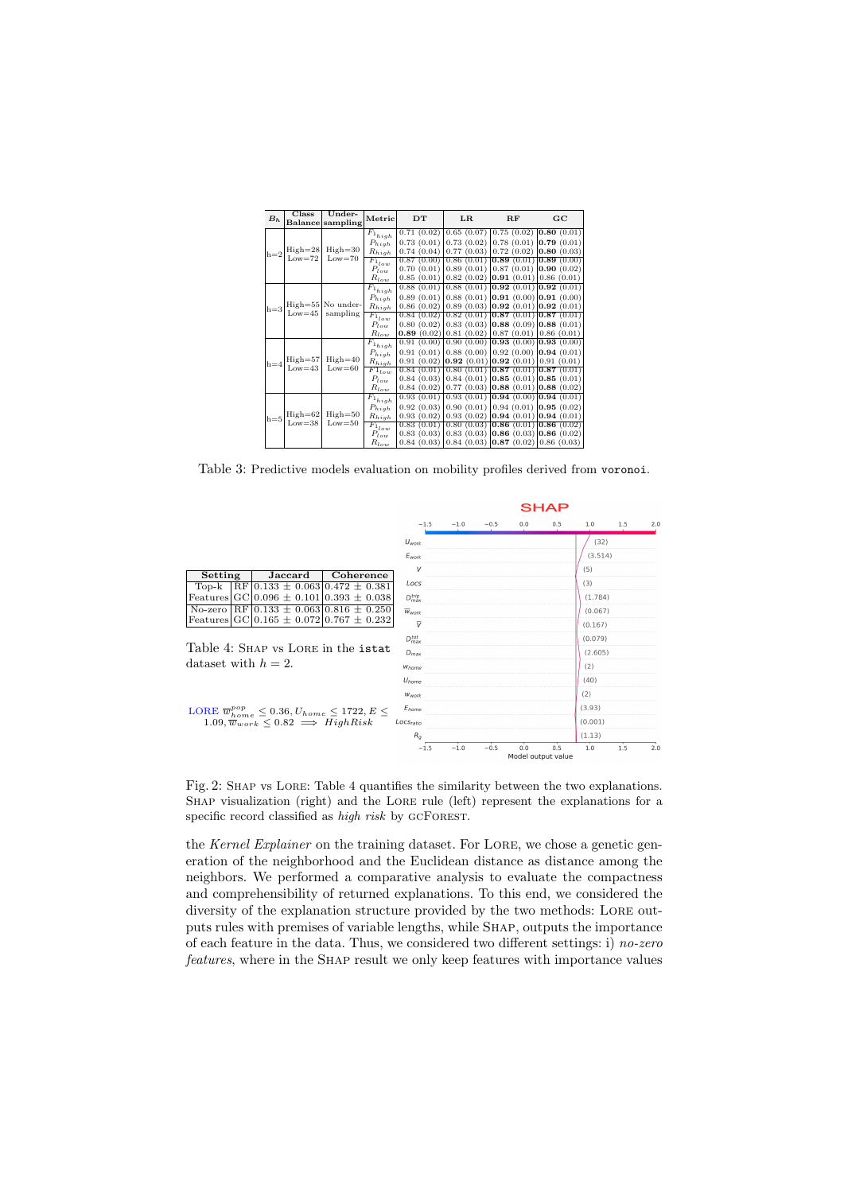| $B_h$ | Class Balance | Under-sampling | Metric | DT | LR | RF | GC |
|---|---|---|---|---|---|---|---|
| h=2 | High=28 Low=72 | High=30 Low=70 | $F1_{high}$ | 0.71 (0.02) | 0.65 (0.07) | 0.75 (0.02) | **0.80** (0.01) |
| | | | $P_{high}$ | 0.73 (0.01) | 0.73 (0.02) | 0.78 (0.01) | **0.79** (0.01) |
| | | | $R_{high}$ | 0.74 (0.04) | 0.77 (0.03) | 0.72 (0.02) | **0.80** (0.03) |
| | | | $F1_{low}$ | 0.87 (0.00) | 0.86 (0.01) | **0.89** (0.01) | **0.89** (0.00) |
| | | | $P_{low}$ | 0.70 (0.01) | 0.89 (0.01) | 0.87 (0.01) | **0.90** (0.02) |
| | | | $R_{low}$ | 0.85 (0.01) | 0.82 (0.02) | **0.91** (0.01) | 0.86 (0.01) |
| h=3 | High=55 Low=45 | No under-sampling | $F1_{high}$ | 0.88 (0.01) | 0.88 (0.01) | **0.92** (0.01) | **0.92** (0.01) |
| | | | $P_{high}$ | 0.89 (0.01) | 0.88 (0.01) | **0.91** (0.00) | **0.91** (0.00) |
| | | | $R_{high}$ | 0.86 (0.02) | 0.89 (0.03) | **0.92** (0.01) | **0.92** (0.01) |
| | | | $F1_{low}$ | 0.84 (0.02) | 0.82 (0.01) | **0.87** (0.01) | **0.87** (0.01) |
| | | | $P_{low}$ | 0.80 (0.02) | 0.83 (0.03) | **0.88** (0.09) | **0.88** (0.01) |
| | | | $R_{low}$ | **0.89** (0.02) | 0.81 (0.02) | 0.87 (0.01) | 0.86 (0.01) |
| h=4 | High=57 Low=43 | High=40 Low=60 | $F1_{high}$ | 0.91 (0.00) | 0.90 (0.00) | **0.93** (0.00) | **0.93** (0.00) |
| | | | $P_{high}$ | 0.91 (0.01) | 0.88 (0.00) | 0.92 (0.00) | **0.94** (0.01) |
| | | | $R_{high}$ | 0.91 (0.02) | **0.92** (0.01) | **0.92** (0.01) | 0.91 (0.01) |
| | | | $F1_{low}$ | 0.84 (0.01) | 0.80 (0.01) | **0.87** (0.01) | **0.87** (0.01) |
| | | | $P_{low}$ | 0.84 (0.03) | 0.84 (0.01) | **0.85** (0.01) | **0.85** (0.01) |
| | | | $R_{low}$ | 0.84 (0.02) | 0.77 (0.03) | **0.88** (0.01) | **0.88** (0.02) |
| h=5 | High=62 Low=38 | High=50 Low=50 | $F1_{high}$ | 0.93 (0.01) | 0.93 (0.01) | **0.94** (0.00) | **0.94** (0.01) |
| | | | $P_{high}$ | 0.92 (0.03) | 0.90 (0.01) | 0.94 (0.01) | **0.95** (0.02) |
| | | | $R_{high}$ | 0.93 (0.02) | 0.93 (0.02) | **0.94** (0.01) | **0.94** (0.01) |
| | | | $F1_{low}$ | 0.83 (0.01) | 0.80 (0.03) | **0.86** (0.01) | **0.86** (0.02) |
| | | | $P_{low}$ | 0.83 (0.03) | 0.83 (0.03) | **0.86** (0.03) | **0.86** (0.02) |
| | | | $R_{low}$ | 0.84 (0.03) | 0.84 (0.03) | **0.87** (0.02) | 0.86 (0.03) |

Table 3: Predictive models evaluation on mobility profiles derived from `voronoi`.

| Setting | | Jaccard | Coherence |
|---|---|---|---|
| Top-k Features | RF | 0.133 ± 0.063 | 0.472 ± 0.381 |
| | GC | 0.096 ± 0.101 | 0.393 ± 0.038 |
| No-zero Features | RF | 0.133 ± 0.063 | 0.816 ± 0.250 |
| | GC | 0.165 ± 0.072 | 0.767 ± 0.232 |

Table 4: SHAP vs LORE in the `istat` dataset with $h = 2$.

LORE $\overline{w}^{pop}_{home} \leq 0.36, U_{home} \leq 1722, E \leq 1.09, \overline{w}_{work} \leq 0.82 \implies HighRisk$

Fig. 2: SHAP vs LORE: Table 4 quantifies the similarity between the two explanations. SHAP visualization (right) and the LORE rule (left) represent the explanations for a specific record classified as *high risk* by GCFOREST.

the *Kernel Explainer* on the training dataset. For LORE, we chose a genetic generation of the neighborhood and the Euclidean distance as distance among the neighbors. We performed a comparative analysis to evaluate the compactness and comprehensibility of returned explanations. To this end, we considered the diversity of the explanation structure provided by the two methods: LORE outputs rules with premises of variable lengths, while SHAP, outputs the importance of each feature in the data. Thus, we considered two different settings: i) *no-zero features*, where in the SHAP result we only keep features with importance values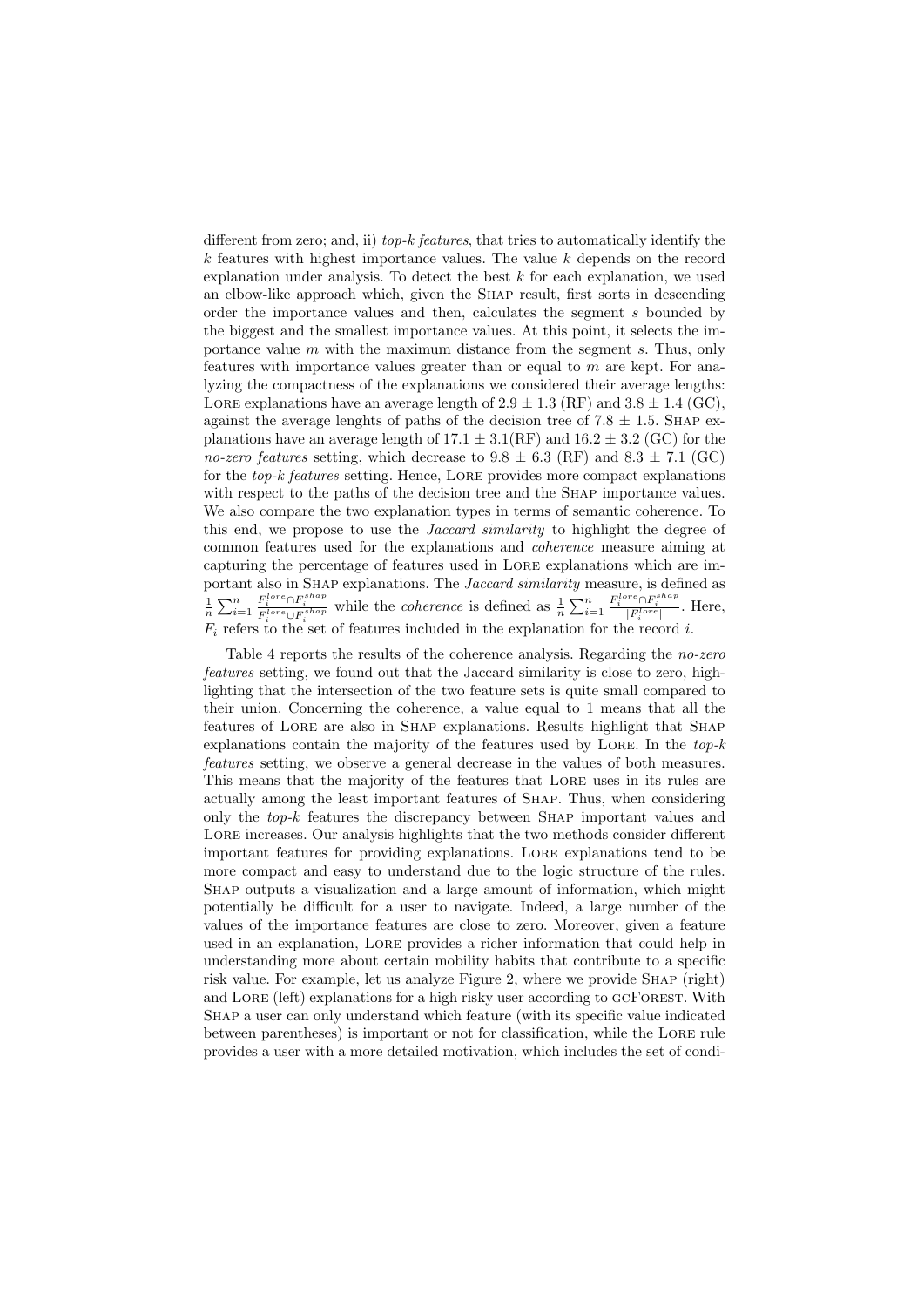different from zero; and, ii) *top-k features*, that tries to automatically identify the $k$ features with highest importance values. The value $k$ depends on the record explanation under analysis. To detect the best $k$ for each explanation, we used an elbow-like approach which, given the SHAP result, first sorts in descending order the importance values and then, calculates the segment $s$ bounded by the biggest and the smallest importance values. At this point, it selects the importance value $m$ with the maximum distance from the segment $s$. Thus, only features with importance values greater than or equal to $m$ are kept. For analyzing the compactness of the explanations we considered their average lengths: LORE explanations have an average length of $2.9 \pm 1.3$ (RF) and $3.8 \pm 1.4$ (GC), against the average lenghts of paths of the decision tree of $7.8 \pm 1.5$. SHAP explanations have an average length of $17.1 \pm 3.1$(RF) and $16.2 \pm 3.2$ (GC) for the *no-zero features* setting, which decrease to $9.8 \pm 6.3$ (RF) and $8.3 \pm 7.1$ (GC) for the *top-k features* setting. Hence, LORE provides more compact explanations with respect to the paths of the decision tree and the SHAP importance values. We also compare the two explanation types in terms of semantic coherence. To this end, we propose to use the *Jaccard similarity* to highlight the degree of common features used for the explanations and *coherence* measure aiming at capturing the percentage of features used in LORE explanations which are important also in SHAP explanations. The *Jaccard similarity* measure, is defined as $\frac{1}{n}\sum_{i=1}^{n} \frac{F_i^{lore} \cap F_i^{shap}}{F_i^{lore} \cup F_i^{shap}}$ while the *coherence* is defined as $\frac{1}{n}\sum_{i=1}^{n} \frac{F_i^{lore} \cap F_i^{shap}}{|F_i^{lore}|}$. Here, $F_i$ refers to the set of features included in the explanation for the record $i$.

Table 4 reports the results of the coherence analysis. Regarding the *no-zero features* setting, we found out that the Jaccard similarity is close to zero, highlighting that the intersection of the two feature sets is quite small compared to their union. Concerning the coherence, a value equal to 1 means that all the features of LORE are also in SHAP explanations. Results highlight that SHAP explanations contain the majority of the features used by LORE. In the *top-k features* setting, we observe a general decrease in the values of both measures. This means that the majority of the features that LORE uses in its rules are actually among the least important features of SHAP. Thus, when considering only the *top-k* features the discrepancy between SHAP important values and LORE increases. Our analysis highlights that the two methods consider different important features for providing explanations. LORE explanations tend to be more compact and easy to understand due to the logic structure of the rules. SHAP outputs a visualization and a large amount of information, which might potentially be difficult for a user to navigate. Indeed, a large number of the values of the importance features are close to zero. Moreover, given a feature used in an explanation, LORE provides a richer information that could help in understanding more about certain mobility habits that contribute to a specific risk value. For example, let us analyze Figure 2, where we provide SHAP (right) and LORE (left) explanations for a high risky user according to GCFOREST. With SHAP a user can only understand which feature (with its specific value indicated between parentheses) is important or not for classification, while the LORE rule provides a user with a more detailed motivation, which includes the set of condi-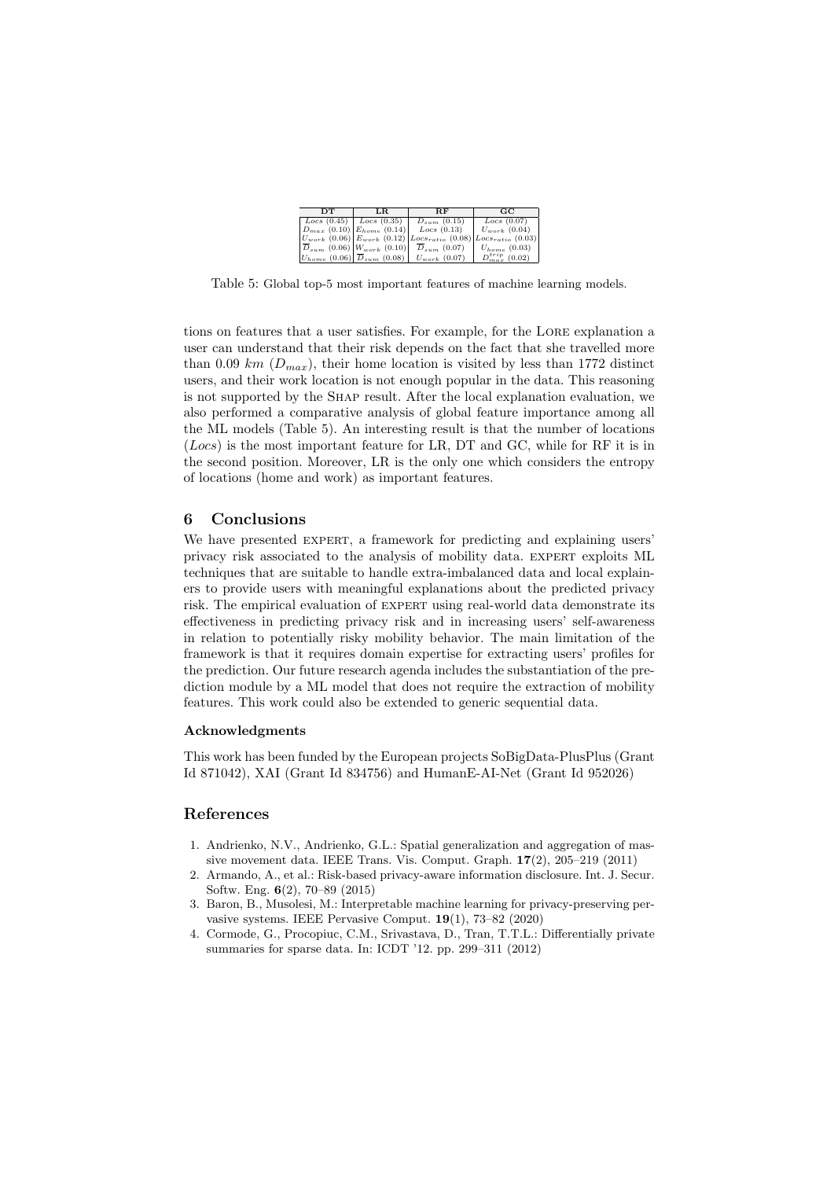| DT | LR | RF | GC |
|---|---|---|---|
| *Locs* (0.45) | *Locs* (0.35) | $D_{sum}$ (0.15) | *Locs* (0.07) |
| $D_{max}$ (0.10) | $E_{home}$ (0.14) | *Locs* (0.13) | $U_{work}$ (0.04) |
| $U_{work}$ (0.06) | $E_{work}$ (0.12) | $Locs_{ratio}$ (0.08) | $Locs_{ratio}$ (0.03) |
| $\overline{D}_{sum}$ (0.06) | $W_{work}$ (0.10) | $\overline{D}_{sum}$ (0.07) | $U_{home}$ (0.03) |
| $U_{home}$ (0.06) | $\overline{D}_{sum}$ (0.08) | $U_{work}$ (0.07) | $D^{trip}_{max}$ (0.02) |

Table 5: Global top-5 most important features of machine learning models.

tions on features that a user satisfies. For example, for the LORE explanation a user can understand that their risk depends on the fact that she travelled more than 0.09 $km$ ($D_{max}$), their home location is visited by less than 1772 distinct users, and their work location is not enough popular in the data. This reasoning is not supported by the SHAP result. After the local explanation evaluation, we also performed a comparative analysis of global feature importance among all the ML models (Table 5). An interesting result is that the number of locations (*Locs*) is the most important feature for LR, DT and GC, while for RF it is in the second position. Moreover, LR is the only one which considers the entropy of locations (home and work) as important features.

## 6 Conclusions

We have presented EXPERT, a framework for predicting and explaining users' privacy risk associated to the analysis of mobility data. EXPERT exploits ML techniques that are suitable to handle extra-imbalanced data and local explainers to provide users with meaningful explanations about the predicted privacy risk. The empirical evaluation of EXPERT using real-world data demonstrate its effectiveness in predicting privacy risk and in increasing users' self-awareness in relation to potentially risky mobility behavior. The main limitation of the framework is that it requires domain expertise for extracting users' profiles for the prediction. Our future research agenda includes the substantiation of the prediction module by a ML model that does not require the extraction of mobility features. This work could also be extended to generic sequential data.

### Acknowledgments

This work has been funded by the European projects SoBigData-PlusPlus (Grant Id 871042), XAI (Grant Id 834756) and HumanE-AI-Net (Grant Id 952026)

## References

1. Andrienko, N.V., Andrienko, G.L.: Spatial generalization and aggregation of massive movement data. IEEE Trans. Vis. Comput. Graph. **17**(2), 205–219 (2011)
2. Armando, A., et al.: Risk-based privacy-aware information disclosure. Int. J. Secur. Softw. Eng. **6**(2), 70–89 (2015)
3. Baron, B., Musolesi, M.: Interpretable machine learning for privacy-preserving pervasive systems. IEEE Pervasive Comput. **19**(1), 73–82 (2020)
4. Cormode, G., Procopiuc, C.M., Srivastava, D., Tran, T.T.L.: Differentially private summaries for sparse data. In: ICDT '12. pp. 299–311 (2012)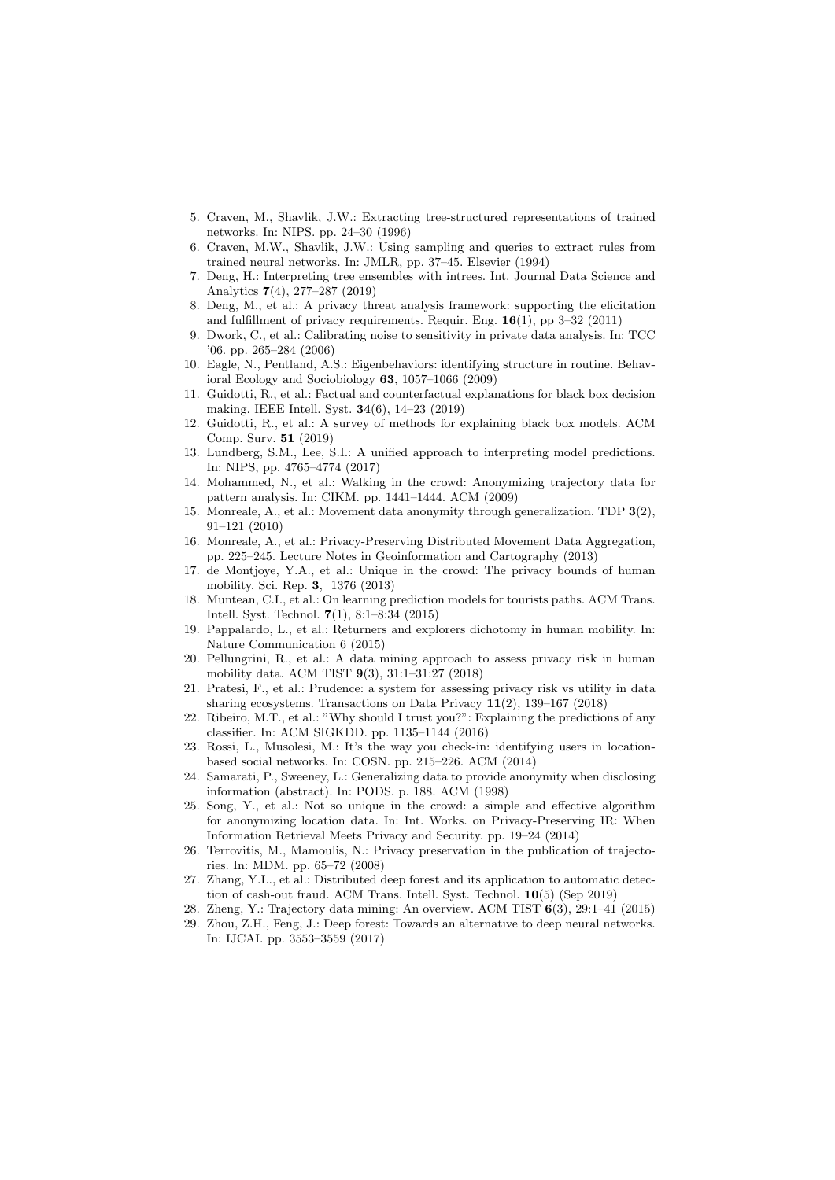5. Craven, M., Shavlik, J.W.: Extracting tree-structured representations of trained networks. In: NIPS. pp. 24–30 (1996)
6. Craven, M.W., Shavlik, J.W.: Using sampling and queries to extract rules from trained neural networks. In: JMLR, pp. 37–45. Elsevier (1994)
7. Deng, H.: Interpreting tree ensembles with intrees. Int. Journal Data Science and Analytics **7**(4), 277–287 (2019)
8. Deng, M., et al.: A privacy threat analysis framework: supporting the elicitation and fulfillment of privacy requirements. Requir. Eng. **16**(1), pp 3–32 (2011)
9. Dwork, C., et al.: Calibrating noise to sensitivity in private data analysis. In: TCC '06. pp. 265–284 (2006)
10. Eagle, N., Pentland, A.S.: Eigenbehaviors: identifying structure in routine. Behavioral Ecology and Sociobiology **63**, 1057–1066 (2009)
11. Guidotti, R., et al.: Factual and counterfactual explanations for black box decision making. IEEE Intell. Syst. **34**(6), 14–23 (2019)
12. Guidotti, R., et al.: A survey of methods for explaining black box models. ACM Comp. Surv. **51** (2019)
13. Lundberg, S.M., Lee, S.I.: A unified approach to interpreting model predictions. In: NIPS, pp. 4765–4774 (2017)
14. Mohammed, N., et al.: Walking in the crowd: Anonymizing trajectory data for pattern analysis. In: CIKM. pp. 1441–1444. ACM (2009)
15. Monreale, A., et al.: Movement data anonymity through generalization. TDP **3**(2), 91–121 (2010)
16. Monreale, A., et al.: Privacy-Preserving Distributed Movement Data Aggregation, pp. 225–245. Lecture Notes in Geoinformation and Cartography (2013)
17. de Montjoye, Y.A., et al.: Unique in the crowd: The privacy bounds of human mobility. Sci. Rep. **3**, 1376 (2013)
18. Muntean, C.I., et al.: On learning prediction models for tourists paths. ACM Trans. Intell. Syst. Technol. **7**(1), 8:1–8:34 (2015)
19. Pappalardo, L., et al.: Returners and explorers dichotomy in human mobility. In: Nature Communication 6 (2015)
20. Pellungrini, R., et al.: A data mining approach to assess privacy risk in human mobility data. ACM TIST **9**(3), 31:1–31:27 (2018)
21. Pratesi, F., et al.: Prudence: a system for assessing privacy risk vs utility in data sharing ecosystems. Transactions on Data Privacy **11**(2), 139–167 (2018)
22. Ribeiro, M.T., et al.: "Why should I trust you?": Explaining the predictions of any classifier. In: ACM SIGKDD. pp. 1135–1144 (2016)
23. Rossi, L., Musolesi, M.: It's the way you check-in: identifying users in location-based social networks. In: COSN. pp. 215–226. ACM (2014)
24. Samarati, P., Sweeney, L.: Generalizing data to provide anonymity when disclosing information (abstract). In: PODS. p. 188. ACM (1998)
25. Song, Y., et al.: Not so unique in the crowd: a simple and effective algorithm for anonymizing location data. In: Int. Works. on Privacy-Preserving IR: When Information Retrieval Meets Privacy and Security. pp. 19–24 (2014)
26. Terrovitis, M., Mamoulis, N.: Privacy preservation in the publication of trajectories. In: MDM. pp. 65–72 (2008)
27. Zhang, Y.L., et al.: Distributed deep forest and its application to automatic detection of cash-out fraud. ACM Trans. Intell. Syst. Technol. **10**(5) (Sep 2019)
28. Zheng, Y.: Trajectory data mining: An overview. ACM TIST **6**(3), 29:1–41 (2015)
29. Zhou, Z.H., Feng, J.: Deep forest: Towards an alternative to deep neural networks. In: IJCAI. pp. 3553–3559 (2017)